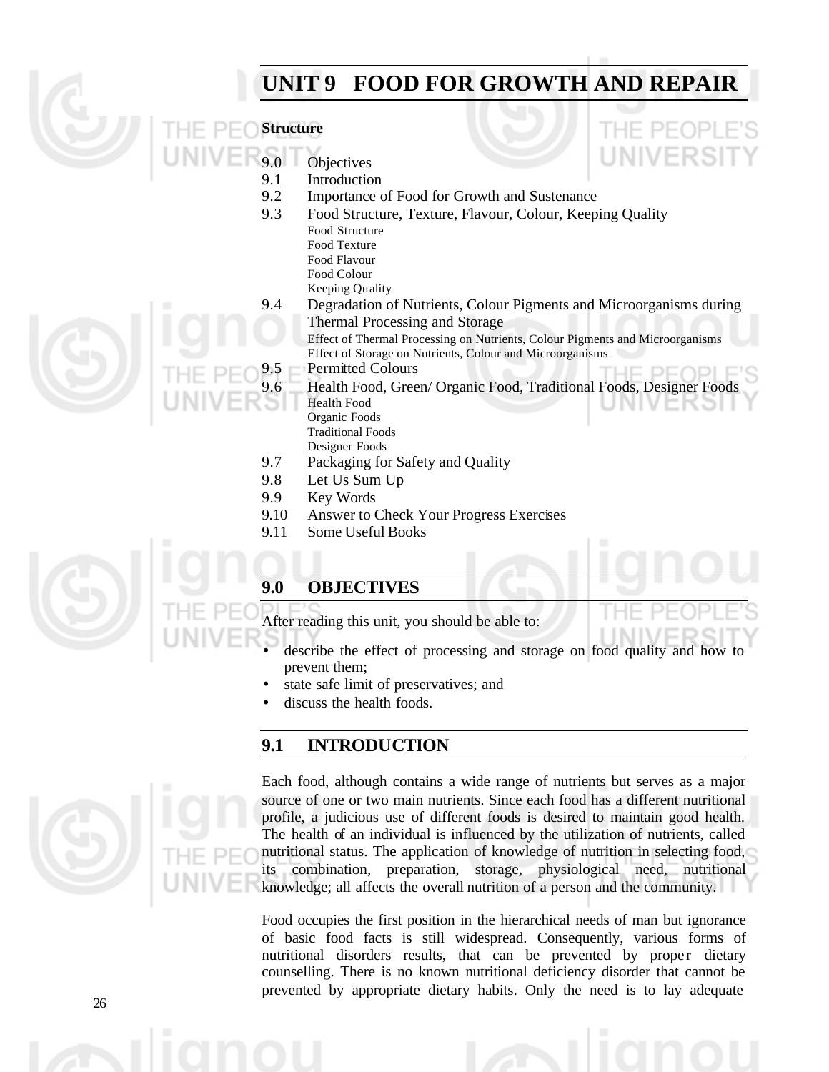# UNIT 9 FOOD FOR GROWTH AND REPAIR

**Structure**

- 9.0 Objectives
- 9.1 Introduction
- 9.2 Importance of Food for Growth and Sustenance
- 9.3 Food Structure, Texture, Flavour, Colour, Keeping Quality
  - Food Structure
  - Food Texture
  - Food Flavour
  - Food Colour
  - Keeping Quality
- 9.4 Degradation of Nutrients, Colour Pigments and Microorganisms during Thermal Processing and Storage
  - Effect of Thermal Processing on Nutrients, Colour Pigments and Microorganisms
  - Effect of Storage on Nutrients, Colour and Microorganisms
- 9.5 Permitted Colours
- 9.6 Health Food, Green/ Organic Food, Traditional Foods, Designer Foods
  - Health Food
  - Organic Foods
  - Traditional Foods
  - Designer Foods
- 9.7 Packaging for Safety and Quality
- 9.8 Let Us Sum Up
- 9.9 Key Words
- 9.10 Answer to Check Your Progress Exercises
- 9.11 Some Useful Books

## 9.0 OBJECTIVES

After reading this unit, you should be able to:

- describe the effect of processing and storage on food quality and how to prevent them;
- state safe limit of preservatives; and
- discuss the health foods.

## 9.1 INTRODUCTION

Each food, although contains a wide range of nutrients but serves as a major source of one or two main nutrients. Since each food has a different nutritional profile, a judicious use of different foods is desired to maintain good health. The health of an individual is influenced by the utilization of nutrients, called nutritional status. The application of knowledge of nutrition in selecting food, its combination, preparation, storage, physiological need, nutritional knowledge; all affects the overall nutrition of a person and the community.

Food occupies the first position in the hierarchical needs of man but ignorance of basic food facts is still widespread. Consequently, various forms of nutritional disorders results, that can be prevented by proper dietary counselling. There is no known nutritional deficiency disorder that cannot be prevented by appropriate dietary habits. Only the need is to lay adequate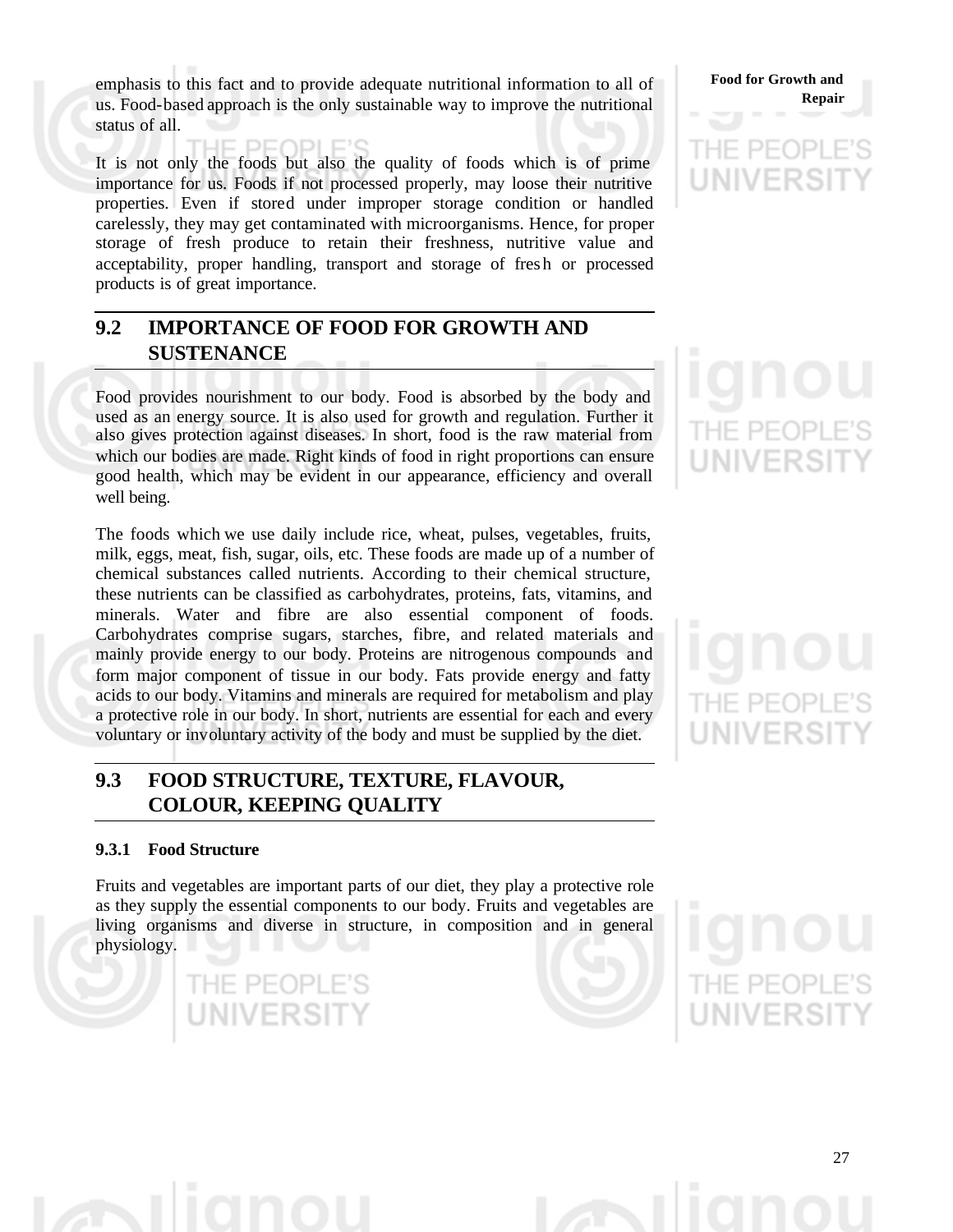emphasis to this fact and to provide adequate nutritional information to all of us. Food-based approach is the only sustainable way to improve the nutritional status of all.

It is not only the foods but also the quality of foods which is of prime importance for us. Foods if not processed properly, may loose their nutritive properties. Even if stored under improper storage condition or handled carelessly, they may get contaminated with microorganisms. Hence, for proper storage of fresh produce to retain their freshness, nutritive value and acceptability, proper handling, transport and storage of fresh or processed products is of great importance.

## 9.2 IMPORTANCE OF FOOD FOR GROWTH AND SUSTENANCE

Food provides nourishment to our body. Food is absorbed by the body and used as an energy source. It is also used for growth and regulation. Further it also gives protection against diseases. In short, food is the raw material from which our bodies are made. Right kinds of food in right proportions can ensure good health, which may be evident in our appearance, efficiency and overall well being.

The foods which we use daily include rice, wheat, pulses, vegetables, fruits, milk, eggs, meat, fish, sugar, oils, etc. These foods are made up of a number of chemical substances called nutrients. According to their chemical structure, these nutrients can be classified as carbohydrates, proteins, fats, vitamins, and minerals. Water and fibre are also essential component of foods. Carbohydrates comprise sugars, starches, fibre, and related materials and mainly provide energy to our body. Proteins are nitrogenous compounds and form major component of tissue in our body. Fats provide energy and fatty acids to our body. Vitamins and minerals are required for metabolism and play a protective role in our body. In short, nutrients are essential for each and every voluntary or involuntary activity of the body and must be supplied by the diet.

## 9.3 FOOD STRUCTURE, TEXTURE, FLAVOUR, COLOUR, KEEPING QUALITY

### 9.3.1 Food Structure

Fruits and vegetables are important parts of our diet, they play a protective role as they supply the essential components to our body. Fruits and vegetables are living organisms and diverse in structure, in composition and in general physiology.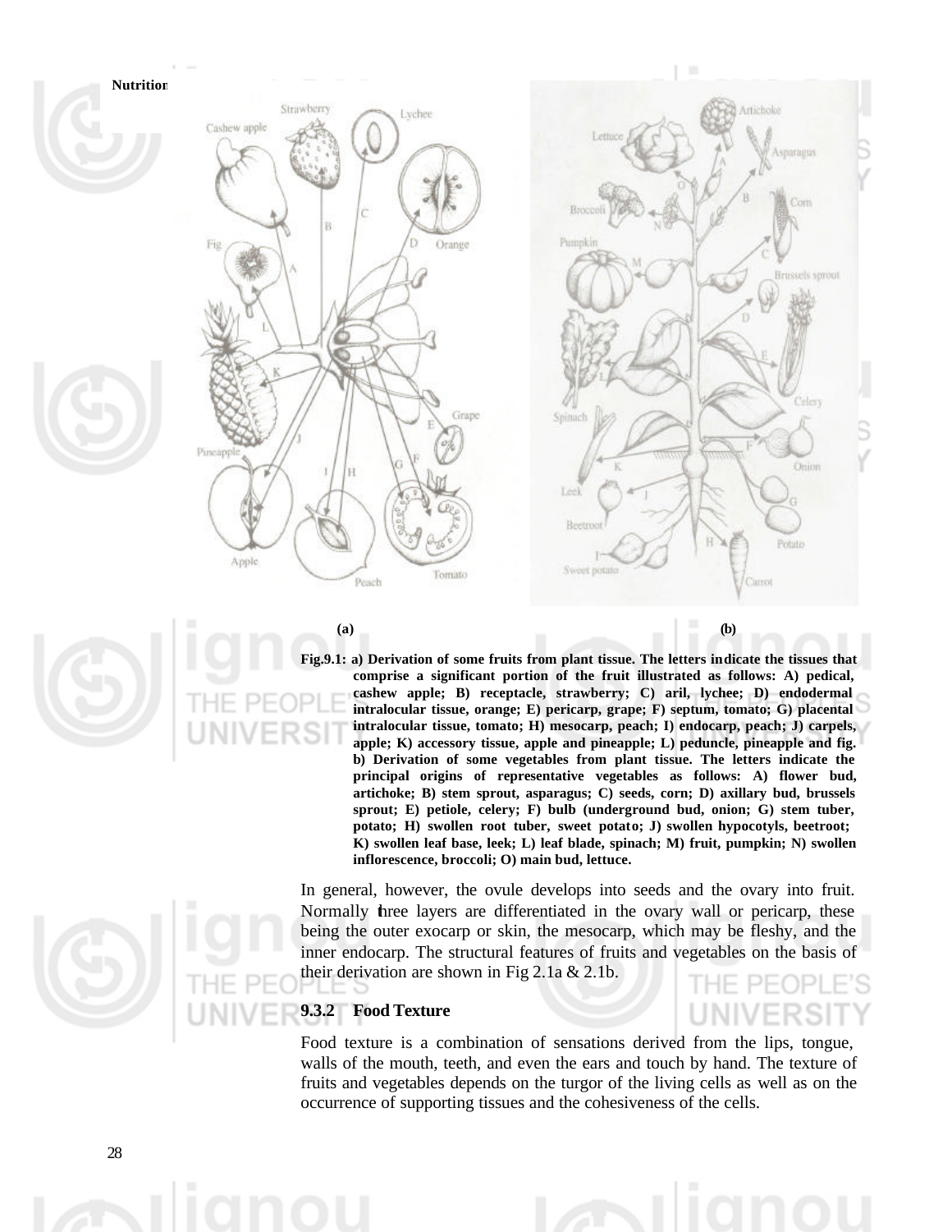(a) (b)

**Fig.9.1: a) Derivation of some fruits from plant tissue. The letters indicate the tissues that comprise a significant portion of the fruit illustrated as follows: A) pedical, cashew apple; B) receptacle, strawberry; C) aril, lychee; D) endodermal intralocular tissue, orange; E) pericarp, grape; F) septum, tomato; G) placental intralocular tissue, tomato; H) mesocarp, peach; I) endocarp, peach; J) carpels, apple; K) accessory tissue, apple and pineapple; L) peduncle, pineapple and fig. b) Derivation of some vegetables from plant tissue. The letters indicate the principal origins of representative vegetables as follows: A) flower bud, artichoke; B) stem sprout, asparagus; C) seeds, corn; D) axillary bud, brussels sprout; E) petiole, celery; F) bulb (underground bud, onion; G) stem tuber, potato; H) swollen root tuber, sweet potato; J) swollen hypocotyls, beetroot; K) swollen leaf base, leek; L) leaf blade, spinach; M) fruit, pumpkin; N) swollen inflorescence, broccoli; O) main bud, lettuce.**

In general, however, the ovule develops into seeds and the ovary into fruit. Normally three layers are differentiated in the ovary wall or pericarp, these being the outer exocarp or skin, the mesocarp, which may be fleshy, and the inner endocarp. The structural features of fruits and vegetables on the basis of their derivation are shown in Fig 2.1a & 2.1b.

### 9.3.2 Food Texture

Food texture is a combination of sensations derived from the lips, tongue, walls of the mouth, teeth, and even the ears and touch by hand. The texture of fruits and vegetables depends on the turgor of the living cells as well as on the occurrence of supporting tissues and the cohesiveness of the cells.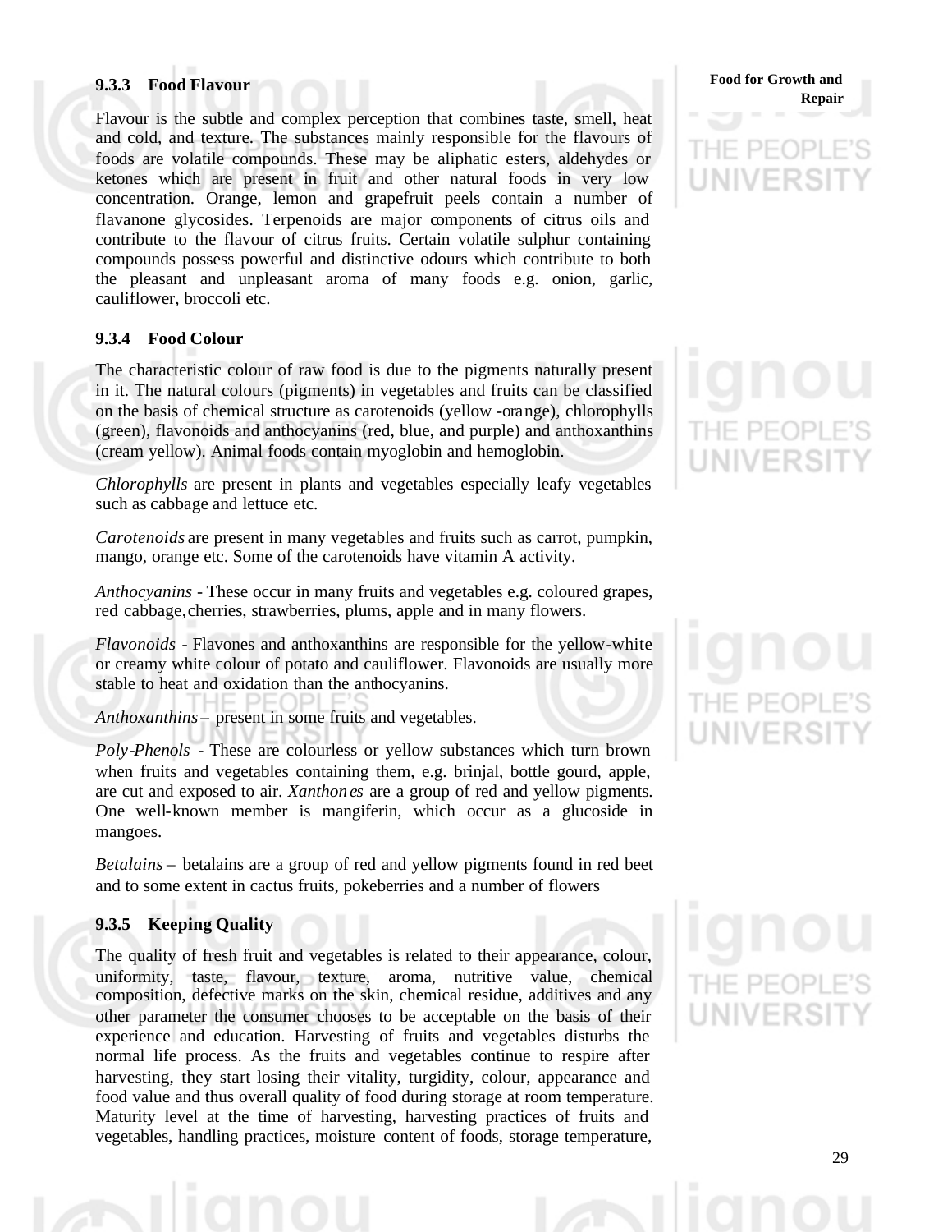### 9.3.3 Food Flavour

Flavour is the subtle and complex perception that combines taste, smell, heat and cold, and texture. The substances mainly responsible for the flavours of foods are volatile compounds. These may be aliphatic esters, aldehydes or ketones which are present in fruit and other natural foods in very low concentration. Orange, lemon and grapefruit peels contain a number of flavanone glycosides. Terpenoids are major components of citrus oils and contribute to the flavour of citrus fruits. Certain volatile sulphur containing compounds possess powerful and distinctive odours which contribute to both the pleasant and unpleasant aroma of many foods e.g. onion, garlic, cauliflower, broccoli etc.

### 9.3.4 Food Colour

The characteristic colour of raw food is due to the pigments naturally present in it. The natural colours (pigments) in vegetables and fruits can be classified on the basis of chemical structure as carotenoids (yellow -orange), chlorophylls (green), flavonoids and anthocyanins (red, blue, and purple) and anthoxanthins (cream yellow). Animal foods contain myoglobin and hemoglobin.

*Chlorophylls* are present in plants and vegetables especially leafy vegetables such as cabbage and lettuce etc.

*Carotenoids* are present in many vegetables and fruits such as carrot, pumpkin, mango, orange etc. Some of the carotenoids have vitamin A activity.

*Anthocyanins* - These occur in many fruits and vegetables e.g. coloured grapes, red cabbage, cherries, strawberries, plums, apple and in many flowers.

*Flavonoids* - Flavones and anthoxanthins are responsible for the yellow-white or creamy white colour of potato and cauliflower. Flavonoids are usually more stable to heat and oxidation than the anthocyanins.

*Anthoxanthins* – present in some fruits and vegetables.

*Poly-Phenols* - These are colourless or yellow substances which turn brown when fruits and vegetables containing them, e.g. brinjal, bottle gourd, apple, are cut and exposed to air. *Xanthones* are a group of red and yellow pigments. One well-known member is mangiferin, which occur as a glucoside in mangoes.

*Betalains* – betalains are a group of red and yellow pigments found in red beet and to some extent in cactus fruits, pokeberries and a number of flowers

### 9.3.5 Keeping Quality

The quality of fresh fruit and vegetables is related to their appearance, colour, uniformity, taste, flavour, texture, aroma, nutritive value, chemical composition, defective marks on the skin, chemical residue, additives and any other parameter the consumer chooses to be acceptable on the basis of their experience and education. Harvesting of fruits and vegetables disturbs the normal life process. As the fruits and vegetables continue to respire after harvesting, they start losing their vitality, turgidity, colour, appearance and food value and thus overall quality of food during storage at room temperature. Maturity level at the time of harvesting, harvesting practices of fruits and vegetables, handling practices, moisture content of foods, storage temperature,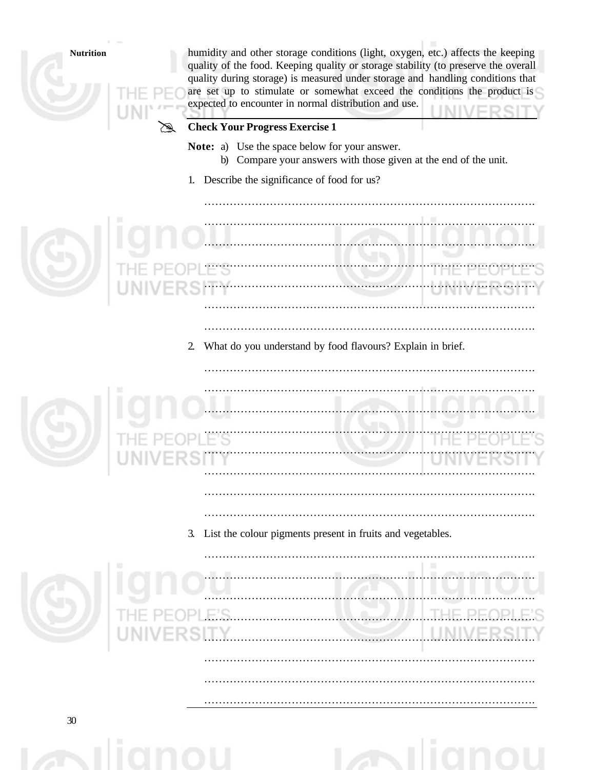humidity and other storage conditions (light, oxygen, etc.) affects the keeping quality of the food. Keeping quality or storage stability (to preserve the overall quality during storage) is measured under storage and handling conditions that are set up to stimulate or somewhat exceed the conditions the product is expected to encounter in normal distribution and use.

**Check Your Progress Exercise 1**

**Note:** a) Use the space below for your answer.

b) Compare your answers with those given at the end of the unit.

1. Describe the significance of food for us?

………………………………………………………………………………

………………………………………………………………………………

………………………………………………………………………………

………………………………………………………………………………

………………………………………………………………………………

………………………………………………………………………………

………………………………………………………………………………

2. What do you understand by food flavours? Explain in brief.

………………………………………………………………………………

………………………………………………………………………………

………………………………………………………………………………

………………………………………………………………………………

………………………………………………………………………………

………………………………………………………………………………

………………………………………………………………………………

………………………………………………………………………………

3. List the colour pigments present in fruits and vegetables.

………………………………………………………………………………

………………………………………………………………………………

………………………………………………………………………………

………………………………………………………………………………

………………………………………………………………………………

………………………………………………………………………………

………………………………………………………………………………

………………………………………………………………………………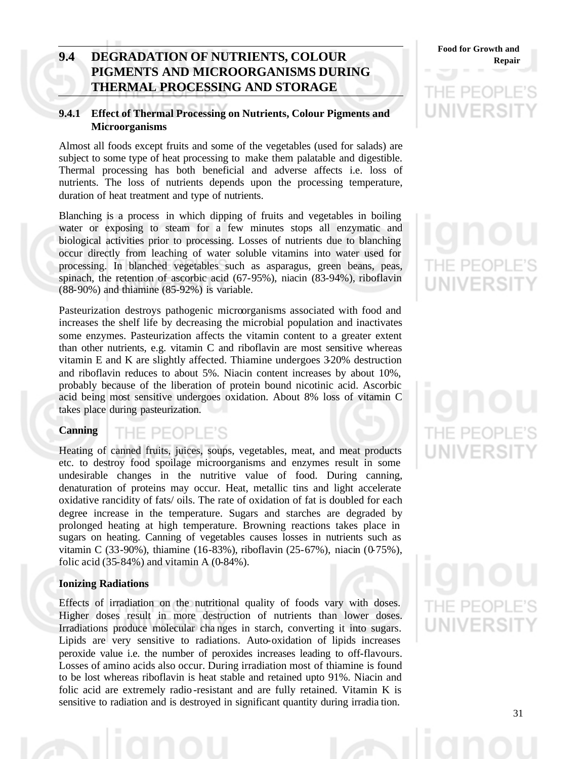## 9.4 DEGRADATION OF NUTRIENTS, COLOUR PIGMENTS AND MICROORGANISMS DURING THERMAL PROCESSING AND STORAGE

### 9.4.1 Effect of Thermal Processing on Nutrients, Colour Pigments and Microorganisms

Almost all foods except fruits and some of the vegetables (used for salads) are subject to some type of heat processing to make them palatable and digestible. Thermal processing has both beneficial and adverse affects i.e. loss of nutrients. The loss of nutrients depends upon the processing temperature, duration of heat treatment and type of nutrients.

Blanching is a process in which dipping of fruits and vegetables in boiling water or exposing to steam for a few minutes stops all enzymatic and biological activities prior to processing. Losses of nutrients due to blanching occur directly from leaching of water soluble vitamins into water used for processing. In blanched vegetables such as asparagus, green beans, peas, spinach, the retention of ascorbic acid (67-95%), niacin (83-94%), riboflavin (88-90%) and thiamine (85-92%) is variable.

Pasteurization destroys pathogenic microorganisms associated with food and increases the shelf life by decreasing the microbial population and inactivates some enzymes. Pasteurization affects the vitamin content to a greater extent than other nutrients, e.g. vitamin C and riboflavin are most sensitive whereas vitamin E and K are slightly affected. Thiamine undergoes 3-20% destruction and riboflavin reduces to about 5%. Niacin content increases by about 10%, probably because of the liberation of protein bound nicotinic acid. Ascorbic acid being most sensitive undergoes oxidation. About 8% loss of vitamin C takes place during pasteurization.

**Canning**

Heating of canned fruits, juices, soups, vegetables, meat, and meat products etc. to destroy food spoilage microorganisms and enzymes result in some undesirable changes in the nutritive value of food. During canning, denaturation of proteins may occur. Heat, metallic tins and light accelerate oxidative rancidity of fats/ oils. The rate of oxidation of fat is doubled for each degree increase in the temperature. Sugars and starches are degraded by prolonged heating at high temperature. Browning reactions takes place in sugars on heating. Canning of vegetables causes losses in nutrients such as vitamin C (33-90%), thiamine (16-83%), riboflavin (25-67%), niacin (0-75%), folic acid (35-84%) and vitamin A (0-84%).

**Ionizing Radiations**

Effects of irradiation on the nutritional quality of foods vary with doses. Higher doses result in more destruction of nutrients than lower doses. Irradiations produce molecular changes in starch, converting it into sugars. Lipids are very sensitive to radiations. Auto-oxidation of lipids increases peroxide value i.e. the number of peroxides increases leading to off-flavours. Losses of amino acids also occur. During irradiation most of thiamine is found to be lost whereas riboflavin is heat stable and retained upto 91%. Niacin and folic acid are extremely radio-resistant and are fully retained. Vitamin K is sensitive to radiation and is destroyed in significant quantity during irradiation.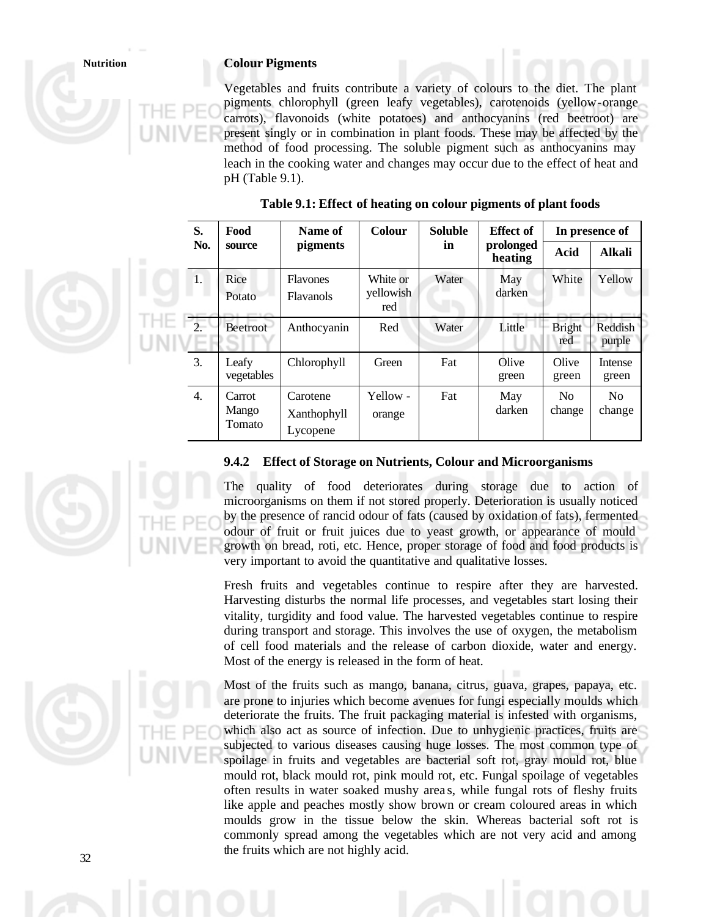**Colour Pigments**

Vegetables and fruits contribute a variety of colours to the diet. The plant pigments chlorophyll (green leafy vegetables), carotenoids (yellow-orange carrots), flavonoids (white potatoes) and anthocyanins (red beetroot) are present singly or in combination in plant foods. These may be affected by the method of food processing. The soluble pigment such as anthocyanins may leach in the cooking water and changes may occur due to the effect of heat and pH (Table 9.1).

**Table 9.1: Effect of heating on colour pigments of plant foods**

| S. No. | Food source | Name of pigments | Colour | Soluble in | Effect of prolonged heating | In presence of | |
|---|---|---|---|---|---|---|---|
| | | | | | | Acid | Alkali |
| 1. | Rice Potato | Flavones Flavanols | White or yellowish red | Water | May darken | White | Yellow |
| 2. | Beetroot | Anthocyanin | Red | Water | Little | Bright red | Reddish purple |
| 3. | Leafy vegetables | Chlorophyll | Green | Fat | Olive green | Olive green | Intense green |
| 4. | Carrot Mango Tomato | Carotene Xanthophyll Lycopene | Yellow - orange | Fat | May darken | No change | No change |

### 9.4.2 Effect of Storage on Nutrients, Colour and Microorganisms

The quality of food deteriorates during storage due to action of microorganisms on them if not stored properly. Deterioration is usually noticed by the presence of rancid odour of fats (caused by oxidation of fats), fermented odour of fruit or fruit juices due to yeast growth, or appearance of mould growth on bread, roti, etc. Hence, proper storage of food and food products is very important to avoid the quantitative and qualitative losses.

Fresh fruits and vegetables continue to respire after they are harvested. Harvesting disturbs the normal life processes, and vegetables start losing their vitality, turgidity and food value. The harvested vegetables continue to respire during transport and storage. This involves the use of oxygen, the metabolism of cell food materials and the release of carbon dioxide, water and energy. Most of the energy is released in the form of heat.

Most of the fruits such as mango, banana, citrus, guava, grapes, papaya, etc. are prone to injuries which become avenues for fungi especially moulds which deteriorate the fruits. The fruit packaging material is infested with organisms, which also act as source of infection. Due to unhygienic practices, fruits are subjected to various diseases causing huge losses. The most common type of spoilage in fruits and vegetables are bacterial soft rot, gray mould rot, blue mould rot, black mould rot, pink mould rot, etc. Fungal spoilage of vegetables often results in water soaked mushy areas, while fungal rots of fleshy fruits like apple and peaches mostly show brown or cream coloured areas in which moulds grow in the tissue below the skin. Whereas bacterial soft rot is commonly spread among the vegetables which are not very acid and among the fruits which are not highly acid.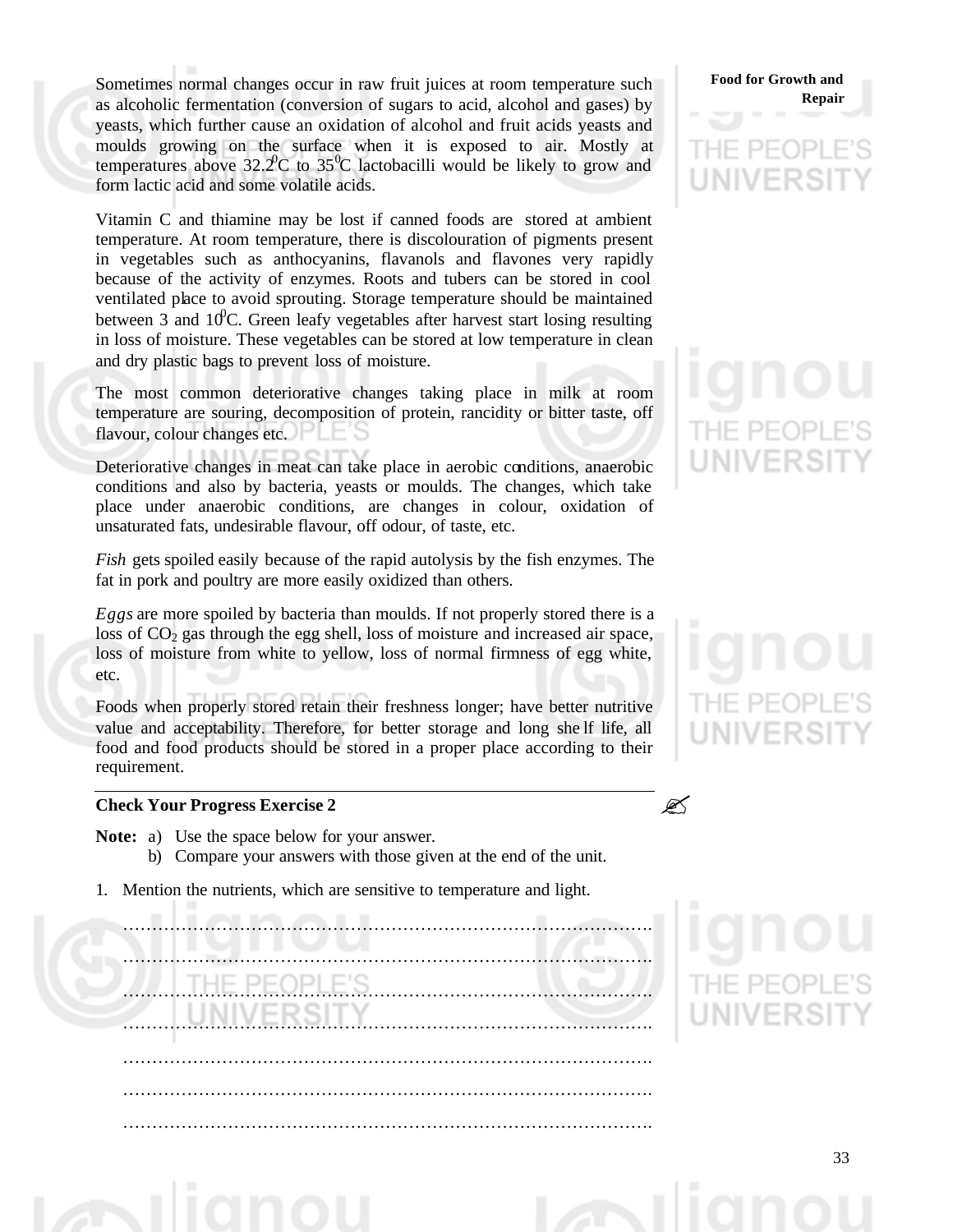Sometimes normal changes occur in raw fruit juices at room temperature such as alcoholic fermentation (conversion of sugars to acid, alcohol and gases) by yeasts, which further cause an oxidation of alcohol and fruit acids yeasts and moulds growing on the surface when it is exposed to air. Mostly at temperatures above $32.2^0$C to $35^0$C lactobacilli would be likely to grow and form lactic acid and some volatile acids.

Vitamin C and thiamine may be lost if canned foods are stored at ambient temperature. At room temperature, there is discolouration of pigments present in vegetables such as anthocyanins, flavanols and flavones very rapidly because of the activity of enzymes. Roots and tubers can be stored in cool ventilated place to avoid sprouting. Storage temperature should be maintained between 3 and $10^0$C. Green leafy vegetables after harvest start losing resulting in loss of moisture. These vegetables can be stored at low temperature in clean and dry plastic bags to prevent loss of moisture.

The most common deteriorative changes taking place in milk at room temperature are souring, decomposition of protein, rancidity or bitter taste, off flavour, colour changes etc.

Deteriorative changes in meat can take place in aerobic conditions, anaerobic conditions and also by bacteria, yeasts or moulds. The changes, which take place under anaerobic conditions, are changes in colour, oxidation of unsaturated fats, undesirable flavour, off odour, of taste, etc.

*Fish* gets spoiled easily because of the rapid autolysis by the fish enzymes. The fat in pork and poultry are more easily oxidized than others.

*Eggs* are more spoiled by bacteria than moulds. If not properly stored there is a loss of $CO_2$ gas through the egg shell, loss of moisture and increased air space, loss of moisture from white to yellow, loss of normal firmness of egg white, etc.

Foods when properly stored retain their freshness longer; have better nutritive value and acceptability. Therefore, for better storage and long shelf life, all food and food products should be stored in a proper place according to their requirement.

**Check Your Progress Exercise 2**

**Note:** a) Use the space below for your answer.

b) Compare your answers with those given at the end of the unit.

1. Mention the nutrients, which are sensitive to temperature and light.

…………………………………………………………………………………….

…………………………………………………………………………………….

…………………………………………………………………………………….

…………………………………………………………………………………….

…………………………………………………………………………………….

…………………………………………………………………………………….

…………………………………………………………………………………….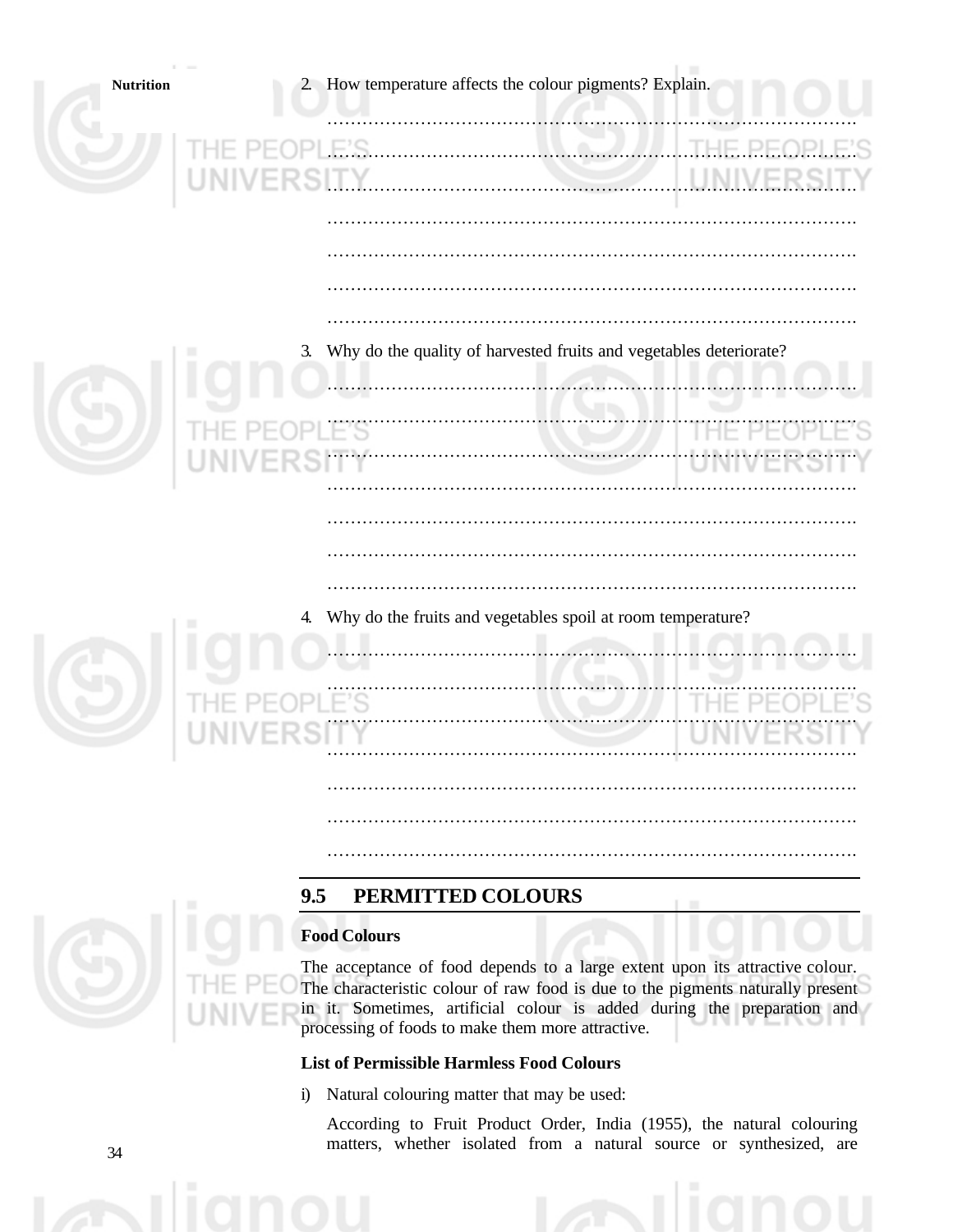2. How temperature affects the colour pigments? Explain.

…………………………………………………………………………………

…………………………………………………………………………………

…………………………………………………………………………………

…………………………………………………………………………………

…………………………………………………………………………………

…………………………………………………………………………………

…………………………………………………………………………………

3. Why do the quality of harvested fruits and vegetables deteriorate?

…………………………………………………………………………………

…………………………………………………………………………………

…………………………………………………………………………………

…………………………………………………………………………………

…………………………………………………………………………………

…………………………………………………………………………………

…………………………………………………………………………………

4. Why do the fruits and vegetables spoil at room temperature?

…………………………………………………………………………………

…………………………………………………………………………………

…………………………………………………………………………………

…………………………………………………………………………………

…………………………………………………………………………………

…………………………………………………………………………………

…………………………………………………………………………………

## 9.5 PERMITTED COLOURS

**Food Colours**

The acceptance of food depends to a large extent upon its attractive colour. The characteristic colour of raw food is due to the pigments naturally present in it. Sometimes, artificial colour is added during the preparation and processing of foods to make them more attractive.

**List of Permissible Harmless Food Colours**

i) Natural colouring matter that may be used:

According to Fruit Product Order, India (1955), the natural colouring matters, whether isolated from a natural source or synthesized, are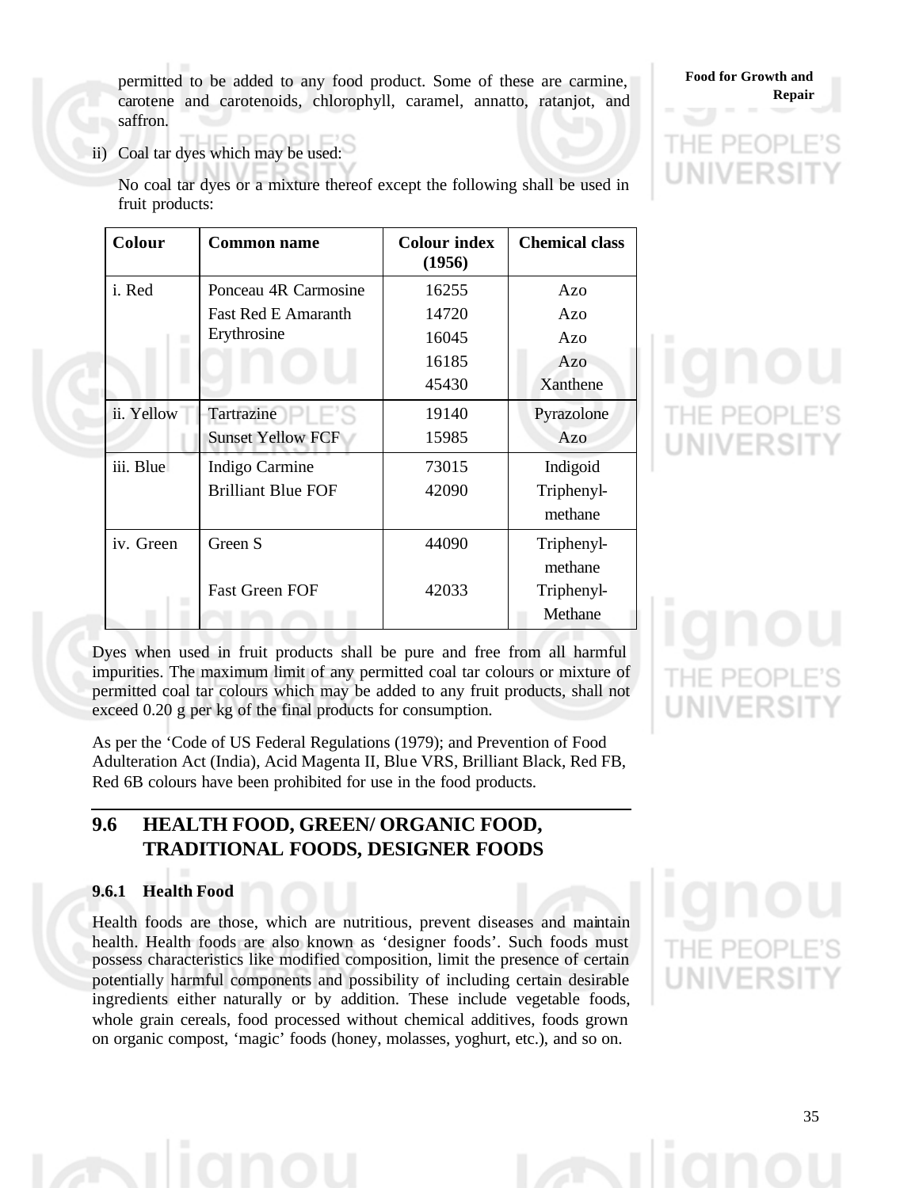permitted to be added to any food product. Some of these are carmine, carotene and carotenoids, chlorophyll, caramel, annatto, ratanjot, and saffron.

ii) Coal tar dyes which may be used:

No coal tar dyes or a mixture thereof except the following shall be used in fruit products:

| Colour | Common name | Colour index (1956) | Chemical class |
|---|---|---|---|
| i. Red | Ponceau 4R Carmosine<br>Fast Red E Amaranth<br>Erythrosine | 16255<br>14720<br>16045<br>16185<br>45430 | Azo<br>Azo<br>Azo<br>Azo<br>Xanthene |
| ii. Yellow | Tartrazine<br>Sunset Yellow FCF | 19140<br>15985 | Pyrazolone<br>Azo |
| iii. Blue | Indigo Carmine<br>Brilliant Blue FOF | 73015<br>42090 | Indigoid<br>Triphenyl-methane |
| iv. Green | Green S<br>Fast Green FOF | 44090<br>42033 | Triphenyl-methane<br>Triphenyl-Methane |

Dyes when used in fruit products shall be pure and free from all harmful impurities. The maximum limit of any permitted coal tar colours or mixture of permitted coal tar colours which may be added to any fruit products, shall not exceed 0.20 g per kg of the final products for consumption.

As per the 'Code of US Federal Regulations (1979); and Prevention of Food Adulteration Act (India), Acid Magenta II, Blue VRS, Brilliant Black, Red FB, Red 6B colours have been prohibited for use in the food products.

## 9.6 HEALTH FOOD, GREEN/ ORGANIC FOOD, TRADITIONAL FOODS, DESIGNER FOODS

### 9.6.1 Health Food

Health foods are those, which are nutritious, prevent diseases and maintain health. Health foods are also known as 'designer foods'. Such foods must possess characteristics like modified composition, limit the presence of certain potentially harmful components and possibility of including certain desirable ingredients either naturally or by addition. These include vegetable foods, whole grain cereals, food processed without chemical additives, foods grown on organic compost, 'magic' foods (honey, molasses, yoghurt, etc.), and so on.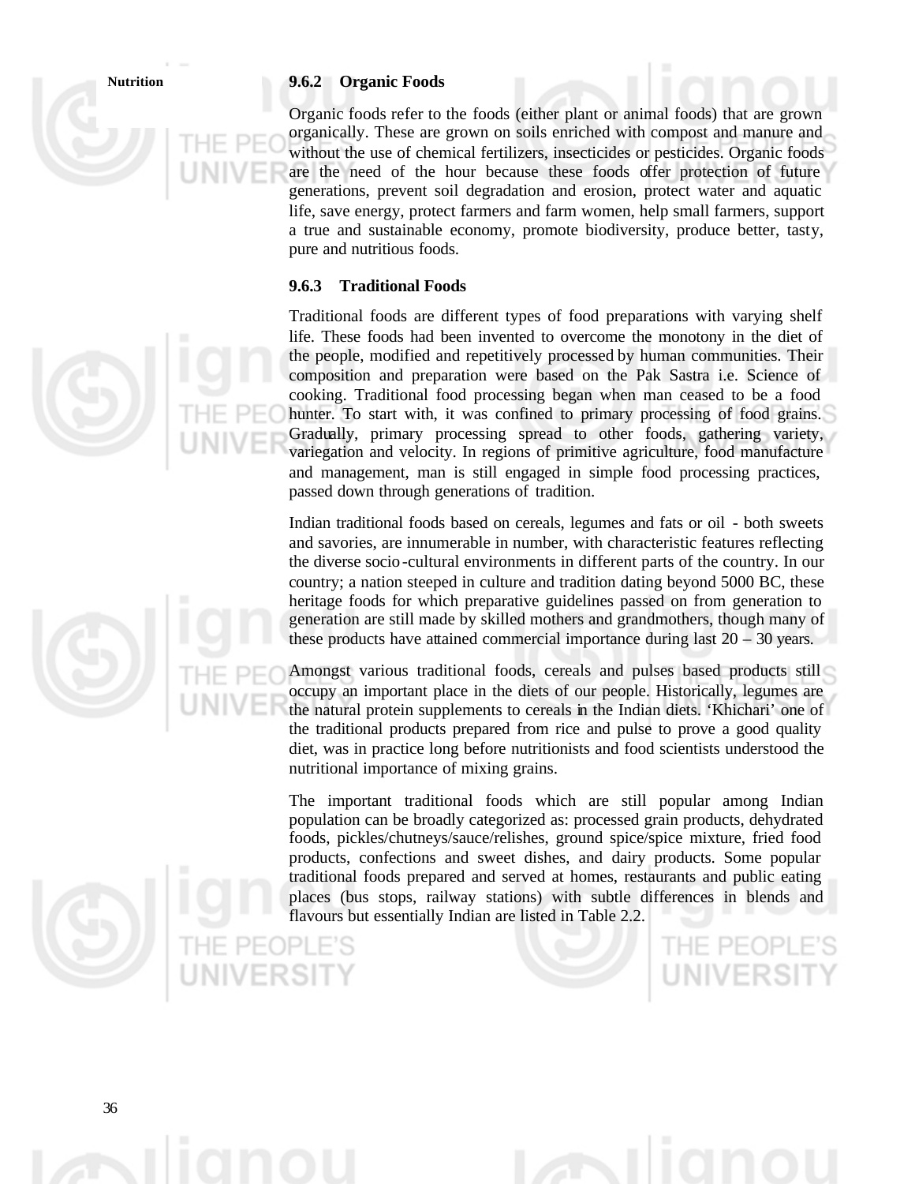### 9.6.2 Organic Foods

Organic foods refer to the foods (either plant or animal foods) that are grown organically. These are grown on soils enriched with compost and manure and without the use of chemical fertilizers, insecticides or pesticides. Organic foods are the need of the hour because these foods offer protection of future generations, prevent soil degradation and erosion, protect water and aquatic life, save energy, protect farmers and farm women, help small farmers, support a true and sustainable economy, promote biodiversity, produce better, tasty, pure and nutritious foods.

### 9.6.3 Traditional Foods

Traditional foods are different types of food preparations with varying shelf life. These foods had been invented to overcome the monotony in the diet of the people, modified and repetitively processed by human communities. Their composition and preparation were based on the Pak Sastra i.e. Science of cooking. Traditional food processing began when man ceased to be a food hunter. To start with, it was confined to primary processing of food grains. Gradually, primary processing spread to other foods, gathering variety, variegation and velocity. In regions of primitive agriculture, food manufacture and management, man is still engaged in simple food processing practices, passed down through generations of tradition.

Indian traditional foods based on cereals, legumes and fats or oil - both sweets and savories, are innumerable in number, with characteristic features reflecting the diverse socio-cultural environments in different parts of the country. In our country; a nation steeped in culture and tradition dating beyond 5000 BC, these heritage foods for which preparative guidelines passed on from generation to generation are still made by skilled mothers and grandmothers, though many of these products have attained commercial importance during last 20 – 30 years.

Amongst various traditional foods, cereals and pulses based products still occupy an important place in the diets of our people. Historically, legumes are the natural protein supplements to cereals in the Indian diets. 'Khichari' one of the traditional products prepared from rice and pulse to prove a good quality diet, was in practice long before nutritionists and food scientists understood the nutritional importance of mixing grains.

The important traditional foods which are still popular among Indian population can be broadly categorized as: processed grain products, dehydrated foods, pickles/chutneys/sauce/relishes, ground spice/spice mixture, fried food products, confections and sweet dishes, and dairy products. Some popular traditional foods prepared and served at homes, restaurants and public eating places (bus stops, railway stations) with subtle differences in blends and flavours but essentially Indian are listed in Table 2.2.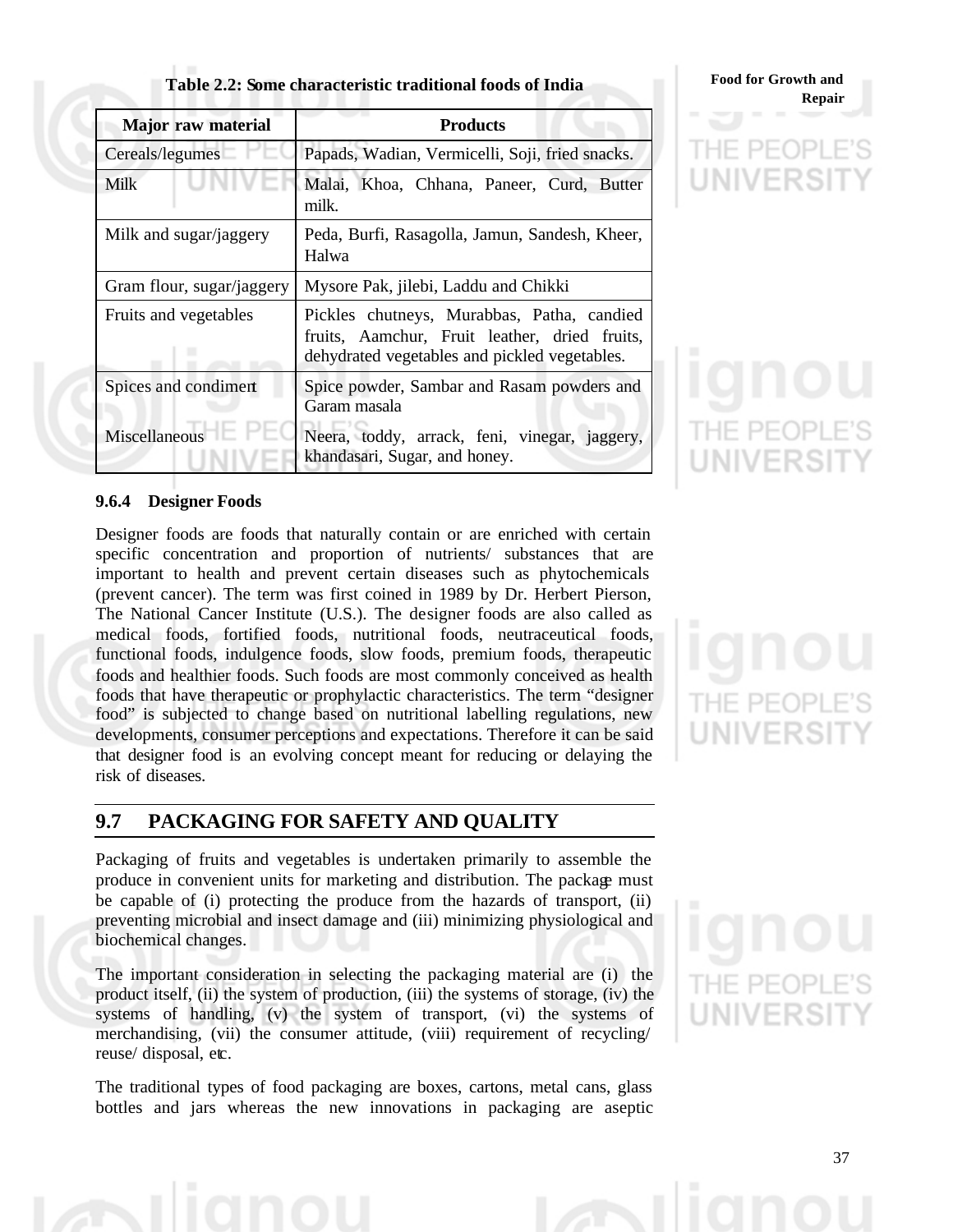Table 2.2: Some characteristic traditional foods of India

| Major raw material | Products |
|---|---|
| Cereals/legumes | Papads, Wadian, Vermicelli, Soji, fried snacks. |
| Milk | Malai, Khoa, Chhana, Paneer, Curd, Butter milk. |
| Milk and sugar/jaggery | Peda, Burfi, Rasagolla, Jamun, Sandesh, Kheer, Halwa |
| Gram flour, sugar/jaggery | Mysore Pak, jilebi, Laddu and Chikki |
| Fruits and vegetables | Pickles chutneys, Murabbas, Patha, candied fruits, Aamchur, Fruit leather, dried fruits, dehydrated vegetables and pickled vegetables. |
| Spices and condiment | Spice powder, Sambar and Rasam powders and Garam masala |
| Miscellaneous | Neera, toddy, arrack, feni, vinegar, jaggery, khandasari, Sugar, and honey. |

### 9.6.4 Designer Foods

Designer foods are foods that naturally contain or are enriched with certain specific concentration and proportion of nutrients/ substances that are important to health and prevent certain diseases such as phytochemicals (prevent cancer). The term was first coined in 1989 by Dr. Herbert Pierson, The National Cancer Institute (U.S.). The designer foods are also called as medical foods, fortified foods, nutritional foods, neutraceutical foods, functional foods, indulgence foods, slow foods, premium foods, therapeutic foods and healthier foods. Such foods are most commonly conceived as health foods that have therapeutic or prophylactic characteristics. The term "designer food" is subjected to change based on nutritional labelling regulations, new developments, consumer perceptions and expectations. Therefore it can be said that designer food is an evolving concept meant for reducing or delaying the risk of diseases.

## 9.7 PACKAGING FOR SAFETY AND QUALITY

Packaging of fruits and vegetables is undertaken primarily to assemble the produce in convenient units for marketing and distribution. The package must be capable of (i) protecting the produce from the hazards of transport, (ii) preventing microbial and insect damage and (iii) minimizing physiological and biochemical changes.

The important consideration in selecting the packaging material are (i) the product itself, (ii) the system of production, (iii) the systems of storage, (iv) the systems of handling, (v) the system of transport, (vi) the systems of merchandising, (vii) the consumer attitude, (viii) requirement of recycling/ reuse/ disposal, etc.

The traditional types of food packaging are boxes, cartons, metal cans, glass bottles and jars whereas the new innovations in packaging are aseptic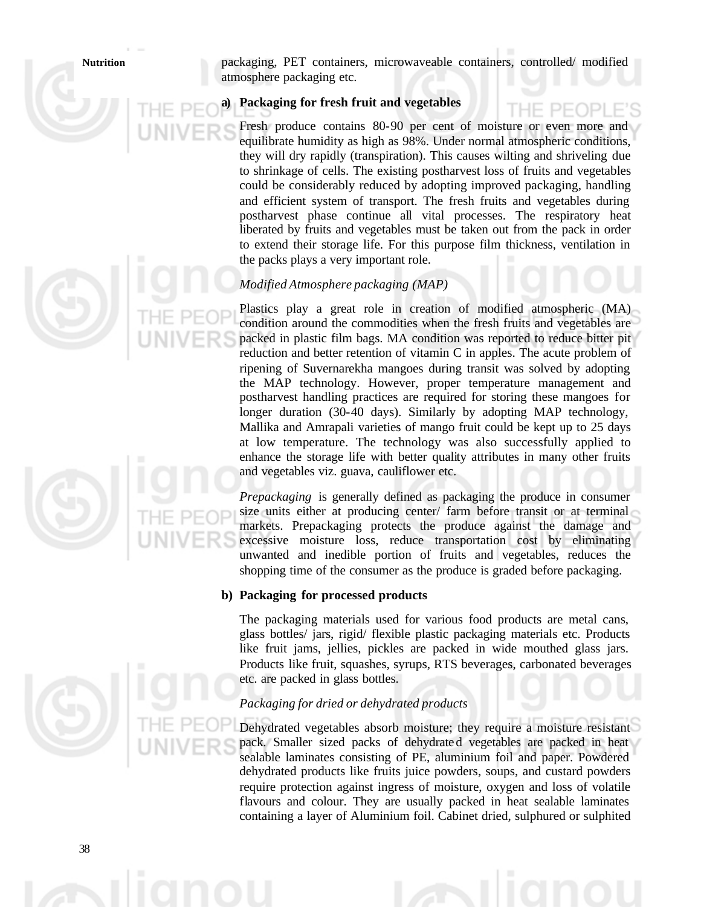packaging, PET containers, microwaveable containers, controlled/ modified atmosphere packaging etc.

**a) Packaging for fresh fruit and vegetables**

Fresh produce contains 80-90 per cent of moisture or even more and equilibrate humidity as high as 98%. Under normal atmospheric conditions, they will dry rapidly (transpiration). This causes wilting and shriveling due to shrinkage of cells. The existing postharvest loss of fruits and vegetables could be considerably reduced by adopting improved packaging, handling and efficient system of transport. The fresh fruits and vegetables during postharvest phase continue all vital processes. The respiratory heat liberated by fruits and vegetables must be taken out from the pack in order to extend their storage life. For this purpose film thickness, ventilation in the packs plays a very important role.

*Modified Atmosphere packaging (MAP)*

Plastics play a great role in creation of modified atmospheric (MA) condition around the commodities when the fresh fruits and vegetables are packed in plastic film bags. MA condition was reported to reduce bitter pit reduction and better retention of vitamin C in apples. The acute problem of ripening of Suvernarekha mangoes during transit was solved by adopting the MAP technology. However, proper temperature management and postharvest handling practices are required for storing these mangoes for longer duration (30-40 days). Similarly by adopting MAP technology, Mallika and Amrapali varieties of mango fruit could be kept up to 25 days at low temperature. The technology was also successfully applied to enhance the storage life with better quality attributes in many other fruits and vegetables viz. guava, cauliflower etc.

*Prepackaging* is generally defined as packaging the produce in consumer size units either at producing center/ farm before transit or at terminal markets. Prepackaging protects the produce against the damage and excessive moisture loss, reduce transportation cost by eliminating unwanted and inedible portion of fruits and vegetables, reduces the shopping time of the consumer as the produce is graded before packaging.

**b) Packaging for processed products**

The packaging materials used for various food products are metal cans, glass bottles/ jars, rigid/ flexible plastic packaging materials etc. Products like fruit jams, jellies, pickles are packed in wide mouthed glass jars. Products like fruit, squashes, syrups, RTS beverages, carbonated beverages etc. are packed in glass bottles.

*Packaging for dried or dehydrated products*

Dehydrated vegetables absorb moisture; they require a moisture resistant pack. Smaller sized packs of dehydrated vegetables are packed in heat sealable laminates consisting of PE, aluminium foil and paper. Powdered dehydrated products like fruits juice powders, soups, and custard powders require protection against ingress of moisture, oxygen and loss of volatile flavours and colour. They are usually packed in heat sealable laminates containing a layer of Aluminium foil. Cabinet dried, sulphured or sulphited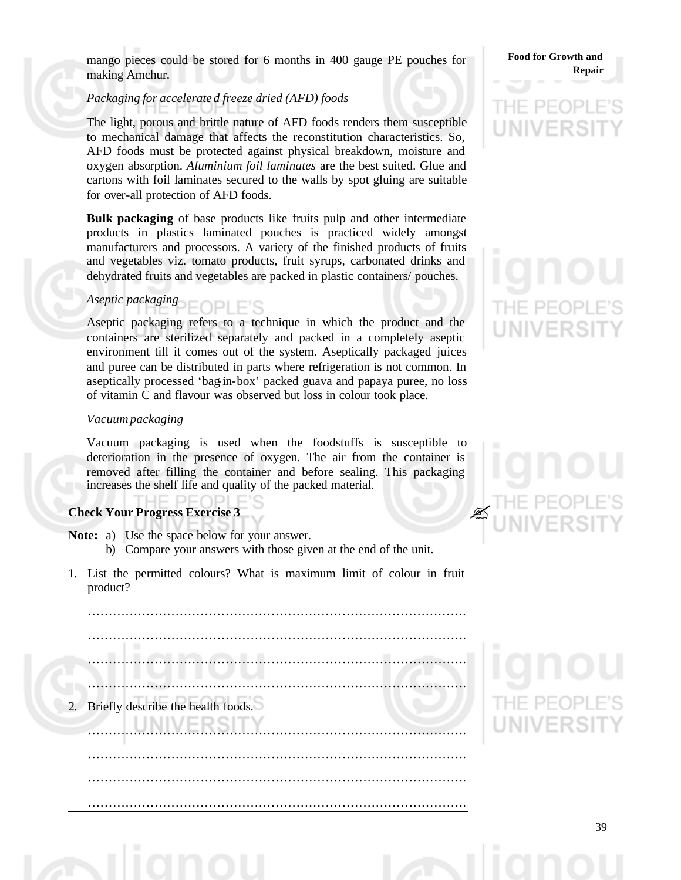mango pieces could be stored for 6 months in 400 gauge PE pouches for making Amchur.

*Packaging for accelerated freeze dried (AFD) foods*

The light, porous and brittle nature of AFD foods renders them susceptible to mechanical damage that affects the reconstitution characteristics. So, AFD foods must be protected against physical breakdown, moisture and oxygen absorption. *Aluminium foil laminates* are the best suited. Glue and cartons with foil laminates secured to the walls by spot gluing are suitable for over-all protection of AFD foods.

**Bulk packaging** of base products like fruits pulp and other intermediate products in plastics laminated pouches is practiced widely amongst manufacturers and processors. A variety of the finished products of fruits and vegetables viz. tomato products, fruit syrups, carbonated drinks and dehydrated fruits and vegetables are packed in plastic containers/ pouches.

*Aseptic packaging*

Aseptic packaging refers to a technique in which the product and the containers are sterilized separately and packed in a completely aseptic environment till it comes out of the system. Aseptically packaged juices and puree can be distributed in parts where refrigeration is not common. In aseptically processed 'bag-in-box' packed guava and papaya puree, no loss of vitamin C and flavour was observed but loss in colour took place.

*Vacuum packaging*

Vacuum packaging is used when the foodstuffs is susceptible to deterioration in the presence of oxygen. The air from the container is removed after filling the container and before sealing. This packaging increases the shelf life and quality of the packed material.

---

**Check Your Progress Exercise 3**

**Note:** a) Use the space below for your answer.
b) Compare your answers with those given at the end of the unit.

1. List the permitted colours? What is maximum limit of colour in fruit product?

………………………………………………………………………………….

………………………………………………………………………………….

………………………………………………………………………………….

………………………………………………………………………………….

2. Briefly describe the health foods.

………………………………………………………………………………….

………………………………………………………………………………….

………………………………………………………………………………….

………………………………………………………………………………….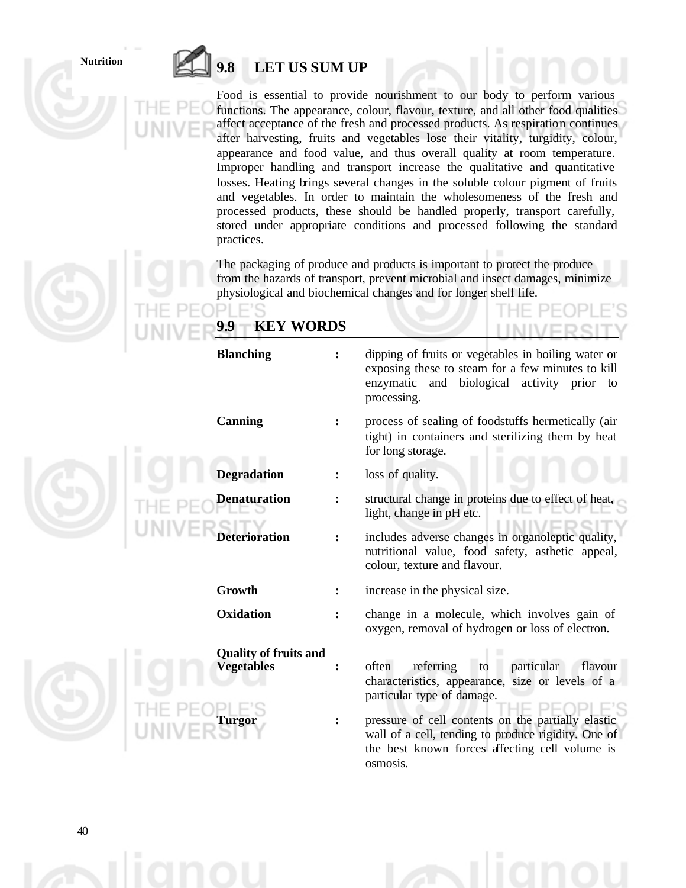## 9.8 LET US SUM UP

Food is essential to provide nourishment to our body to perform various functions. The appearance, colour, flavour, texture, and all other food qualities affect acceptance of the fresh and processed products. As respiration continues after harvesting, fruits and vegetables lose their vitality, turgidity, colour, appearance and food value, and thus overall quality at room temperature. Improper handling and transport increase the qualitative and quantitative losses. Heating brings several changes in the soluble colour pigment of fruits and vegetables. In order to maintain the wholesomeness of the fresh and processed products, these should be handled properly, transport carefully, stored under appropriate conditions and processed following the standard practices.

The packaging of produce and products is important to protect the produce from the hazards of transport, prevent microbial and insect damages, minimize physiological and biochemical changes and for longer shelf life.

## 9.9 KEY WORDS

**Blanching** : dipping of fruits or vegetables in boiling water or exposing these to steam for a few minutes to kill enzymatic and biological activity prior to processing.

**Canning** : process of sealing of foodstuffs hermetically (air tight) in containers and sterilizing them by heat for long storage.

**Degradation** : loss of quality.

**Denaturation** : structural change in proteins due to effect of heat, light, change in pH etc.

**Deterioration** : includes adverse changes in organoleptic quality, nutritional value, food safety, asthetic appeal, colour, texture and flavour.

**Growth** : increase in the physical size.

**Oxidation** : change in a molecule, which involves gain of oxygen, removal of hydrogen or loss of electron.

**Quality of fruits and Vegetables** : often referring to particular flavour characteristics, appearance, size or levels of a particular type of damage.

**Turgor** : pressure of cell contents on the partially elastic wall of a cell, tending to produce rigidity. One of the best known forces affecting cell volume is osmosis.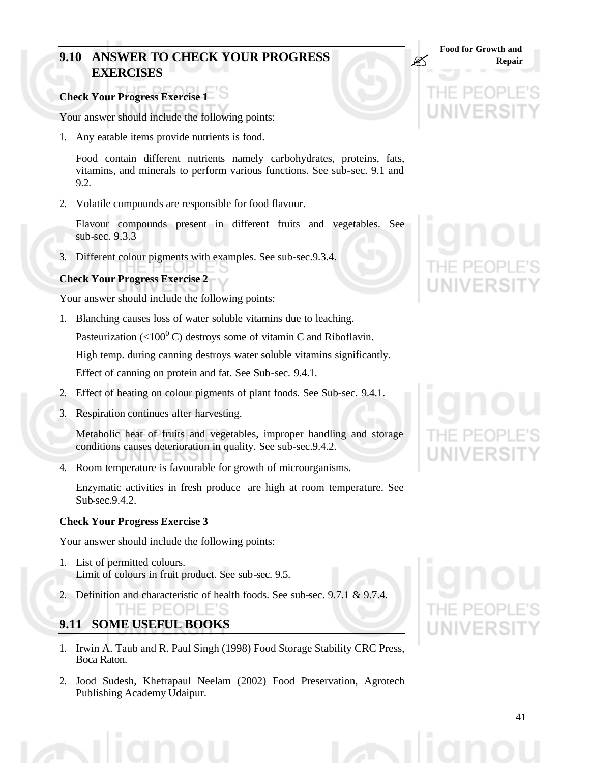## 9.10 ANSWER TO CHECK YOUR PROGRESS EXERCISES

**Check Your Progress Exercise 1**

Your answer should include the following points:

1. Any eatable items provide nutrients is food.

   Food contain different nutrients namely carbohydrates, proteins, fats, vitamins, and minerals to perform various functions. See sub-sec. 9.1 and 9.2.

2. Volatile compounds are responsible for food flavour.

   Flavour compounds present in different fruits and vegetables. See sub-sec. 9.3.3

3. Different colour pigments with examples. See sub-sec.9.3.4.

**Check Your Progress Exercise 2**

Your answer should include the following points:

1. Blanching causes loss of water soluble vitamins due to leaching.

   Pasteurization (<$100^0$ C) destroys some of vitamin C and Riboflavin.

   High temp. during canning destroys water soluble vitamins significantly.

   Effect of canning on protein and fat. See Sub-sec. 9.4.1.

2. Effect of heating on colour pigments of plant foods. See Sub-sec. 9.4.1.

3. Respiration continues after harvesting.

   Metabolic heat of fruits and vegetables, improper handling and storage conditions causes deterioration in quality. See sub-sec.9.4.2.

4. Room temperature is favourable for growth of microorganisms.

   Enzymatic activities in fresh produce are high at room temperature. See Sub-sec.9.4.2.

**Check Your Progress Exercise 3**

Your answer should include the following points:

1. List of permitted colours.
   Limit of colours in fruit product. See sub-sec. 9.5.

2. Definition and characteristic of health foods. See sub-sec. 9.7.1 & 9.7.4.

## 9.11 SOME USEFUL BOOKS

1. Irwin A. Taub and R. Paul Singh (1998) Food Storage Stability CRC Press, Boca Raton.

2. Jood Sudesh, Khetrapaul Neelam (2002) Food Preservation, Agrotech Publishing Academy Udaipur.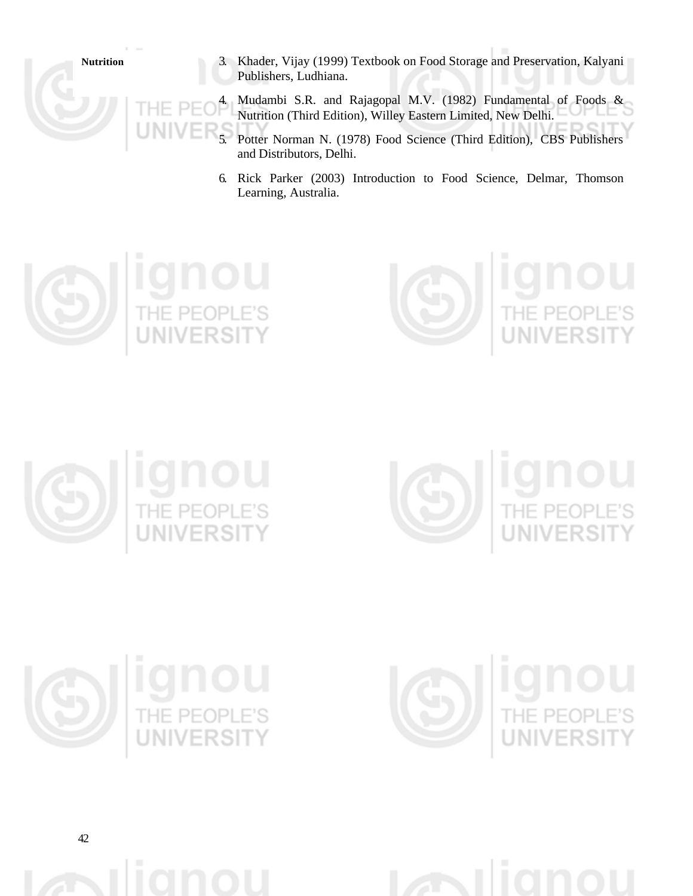3. Khader, Vijay (1999) Textbook on Food Storage and Preservation, Kalyani Publishers, Ludhiana.
4. Mudambi S.R. and Rajagopal M.V. (1982) Fundamental of Foods & Nutrition (Third Edition), Willey Eastern Limited, New Delhi.
5. Potter Norman N. (1978) Food Science (Third Edition), CBS Publishers and Distributors, Delhi.
6. Rick Parker (2003) Introduction to Food Science, Delmar, Thomson Learning, Australia.